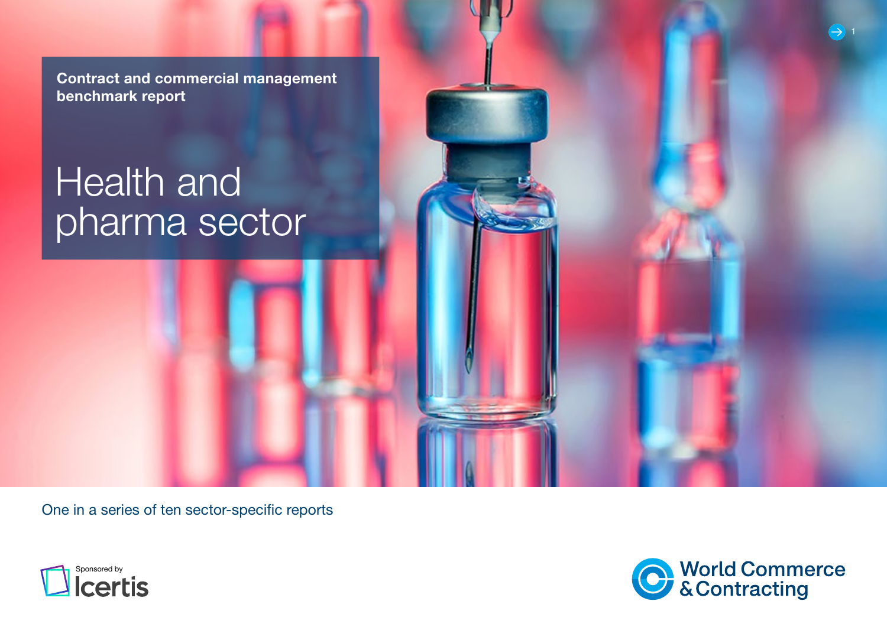Contract and commercial management benchmark report

# Health and pharma sector

One in a series of ten sector-specific reports

Sponsored by Icertis

World Commerce & Contracting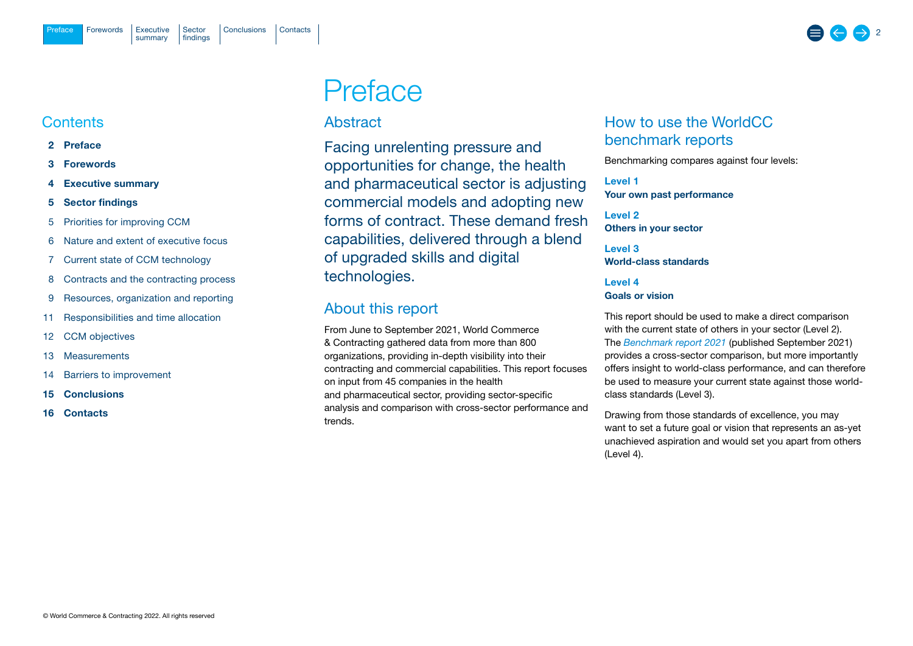# Preface

## Contents

- **2 Preface**
- **3 Forewords**
- **4 Executive summary**
- **5 Sector findings**
- 5 Priorities for improving CCM
- 6 Nature and extent of executive focus
- 7 Current state of CCM technology
- 8 Contracts and the contracting process
- 9 Resources, organization and reporting
- 11 Responsibilities and time allocation
- 12 CCM objectives
- 13 Measurements
- 14 Barriers to improvement
- **15 Conclusions**
- **16 Contacts**

## Abstract

Facing unrelenting pressure and opportunities for change, the health and pharmaceutical sector is adjusting commercial models and adopting new forms of contract. These demand fresh capabilities, delivered through a blend of upgraded skills and digital technologies.

## About this report

From June to September 2021, World Commerce & Contracting gathered data from more than 800 organizations, providing in-depth visibility into their contracting and commercial capabilities. This report focuses on input from 45 companies in the health and pharmaceutical sector, providing sector-specific analysis and comparison with cross-sector performance and trends.

## How to use the WorldCC benchmark reports

Benchmarking compares against four levels:

**Level 1**
**Your own past performance**

**Level 2**
**Others in your sector**

**Level 3**
**World-class standards**

**Level 4**
**Goals or vision**

This report should be used to make a direct comparison with the current state of others in your sector (Level 2). The *Benchmark report 2021* (published September 2021) provides a cross-sector comparison, but more importantly offers insight to world-class performance, and can therefore be used to measure your current state against those world-class standards (Level 3).

Drawing from those standards of excellence, you may want to set a future goal or vision that represents an as-yet unachieved aspiration and would set you apart from others (Level 4).

© World Commerce & Contracting 2022. All rights reserved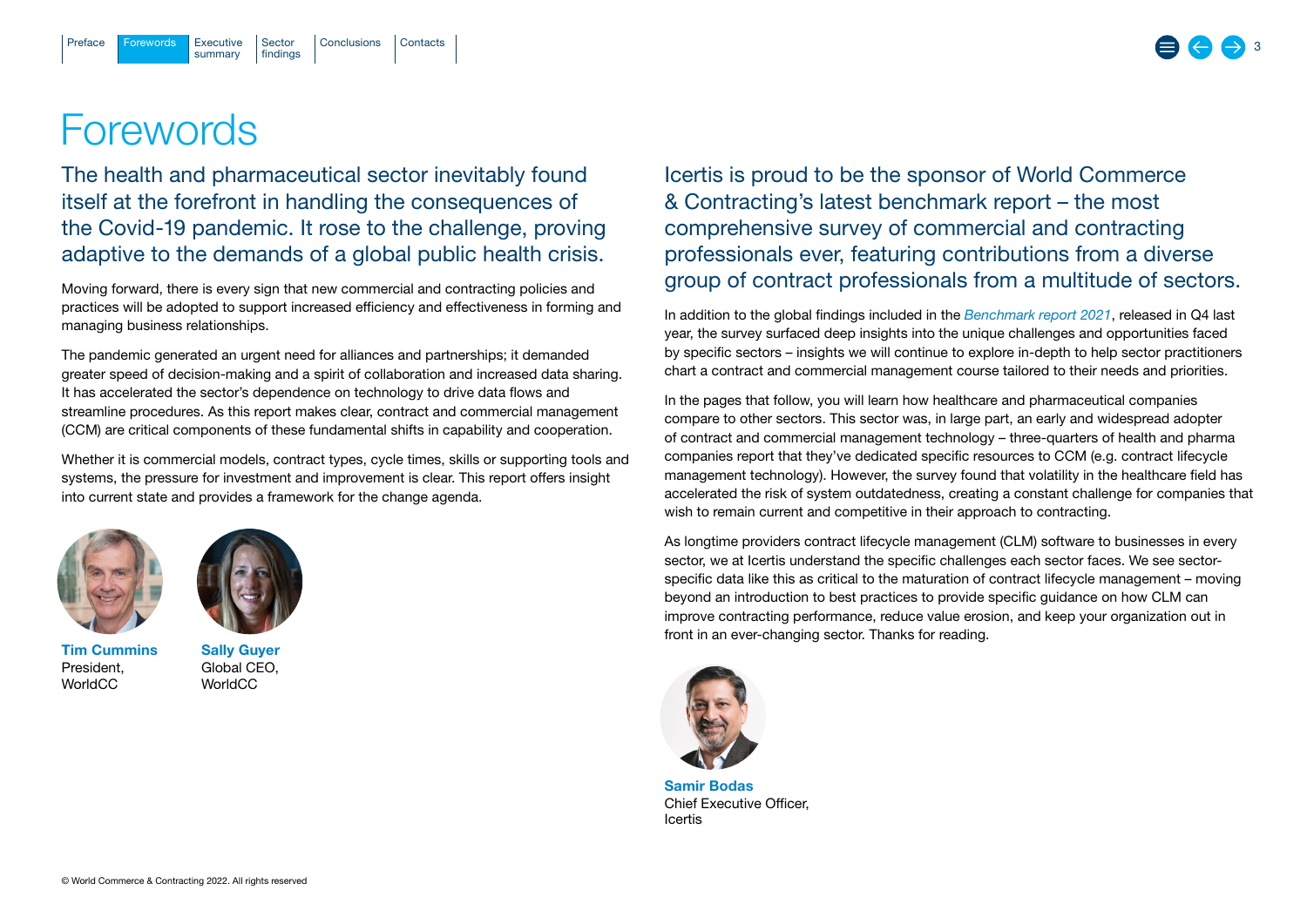# Forewords

## The health and pharmaceutical sector inevitably found itself at the forefront in handling the consequences of the Covid-19 pandemic. It rose to the challenge, proving adaptive to the demands of a global public health crisis.

Moving forward, there is every sign that new commercial and contracting policies and practices will be adopted to support increased efficiency and effectiveness in forming and managing business relationships.

The pandemic generated an urgent need for alliances and partnerships; it demanded greater speed of decision-making and a spirit of collaboration and increased data sharing. It has accelerated the sector's dependence on technology to drive data flows and streamline procedures. As this report makes clear, contract and commercial management (CCM) are critical components of these fundamental shifts in capability and cooperation.

Whether it is commercial models, contract types, cycle times, skills or supporting tools and systems, the pressure for investment and improvement is clear. This report offers insight into current state and provides a framework for the change agenda.

**Tim Cummins**
President,
WorldCC

**Sally Guyer**
Global CEO,
WorldCC

## Icertis is proud to be the sponsor of World Commerce & Contracting's latest benchmark report – the most comprehensive survey of commercial and contracting professionals ever, featuring contributions from a diverse group of contract professionals from a multitude of sectors.

In addition to the global findings included in the *Benchmark report 2021*, released in Q4 last year, the survey surfaced deep insights into the unique challenges and opportunities faced by specific sectors – insights we will continue to explore in-depth to help sector practitioners chart a contract and commercial management course tailored to their needs and priorities.

In the pages that follow, you will learn how healthcare and pharmaceutical companies compare to other sectors. This sector was, in large part, an early and widespread adopter of contract and commercial management technology – three-quarters of health and pharma companies report that they've dedicated specific resources to CCM (e.g. contract lifecycle management technology). However, the survey found that volatility in the healthcare field has accelerated the risk of system outdatedness, creating a constant challenge for companies that wish to remain current and competitive in their approach to contracting.

As longtime providers contract lifecycle management (CLM) software to businesses in every sector, we at Icertis understand the specific challenges each sector faces. We see sector-specific data like this as critical to the maturation of contract lifecycle management – moving beyond an introduction to best practices to provide specific guidance on how CLM can improve contracting performance, reduce value erosion, and keep your organization out in front in an ever-changing sector. Thanks for reading.

**Samir Bodas**
Chief Executive Officer,
Icertis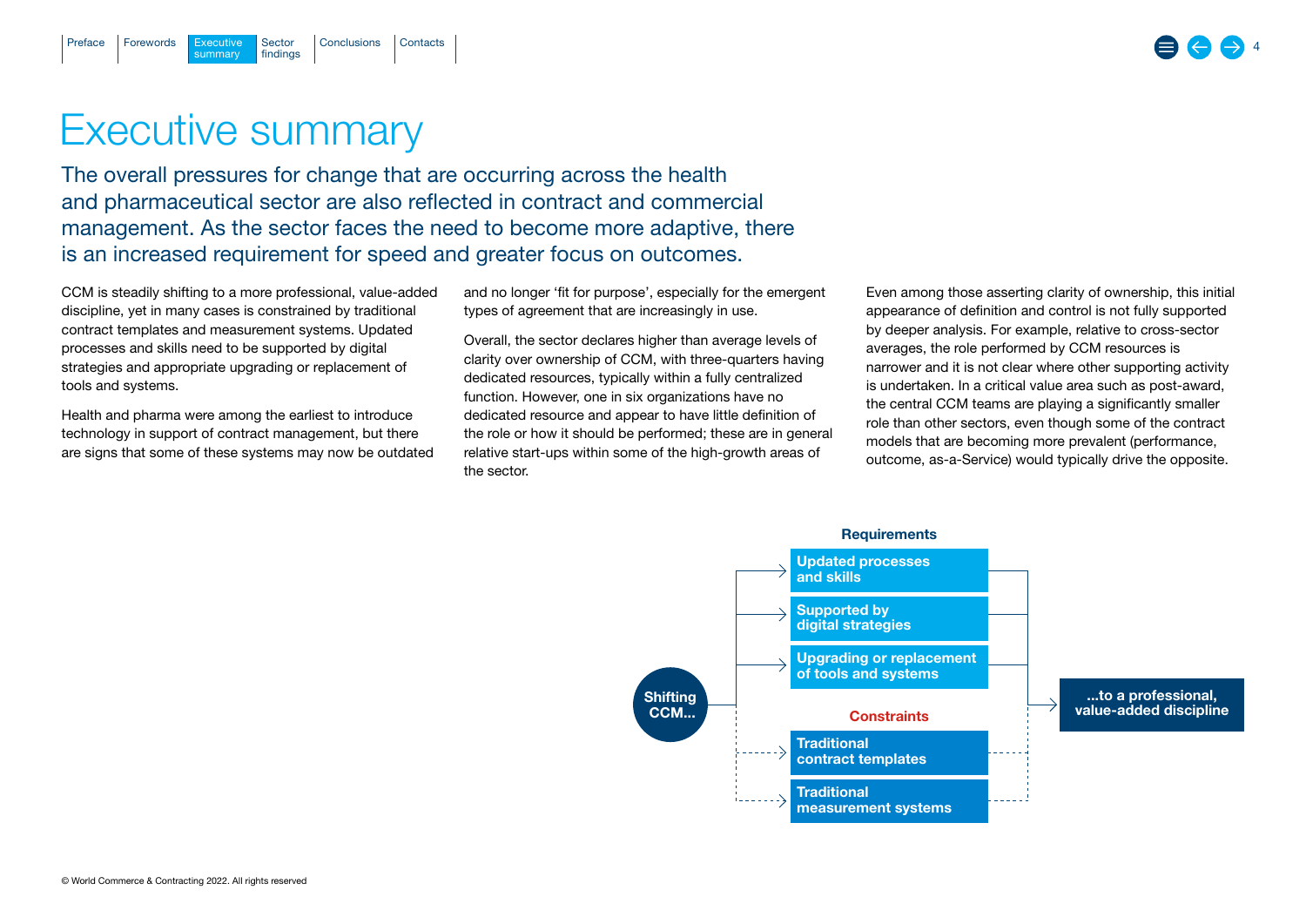# Executive summary

## The overall pressures for change that are occurring across the health and pharmaceutical sector are also reflected in contract and commercial management. As the sector faces the need to become more adaptive, there is an increased requirement for speed and greater focus on outcomes.

CCM is steadily shifting to a more professional, value-added discipline, yet in many cases is constrained by traditional contract templates and measurement systems. Updated processes and skills need to be supported by digital strategies and appropriate upgrading or replacement of tools and systems.

Health and pharma were among the earliest to introduce technology in support of contract management, but there are signs that some of these systems may now be outdated and no longer 'fit for purpose', especially for the emergent types of agreement that are increasingly in use.

Overall, the sector declares higher than average levels of clarity over ownership of CCM, with three-quarters having dedicated resources, typically within a fully centralized function. However, one in six organizations have no dedicated resource and appear to have little definition of the role or how it should be performed; these are in general relative start-ups within some of the high-growth areas of the sector.

Even among those asserting clarity of ownership, this initial appearance of definition and control is not fully supported by deeper analysis. For example, relative to cross-sector averages, the role performed by CCM resources is narrower and it is not clear where other supporting activity is undertaken. In a critical value area such as post-award, the central CCM teams are playing a significantly smaller role than other sectors, even though some of the contract models that are becoming more prevalent (performance, outcome, as-a-Service) would typically drive the opposite.

**Shifting CCM...**

**Requirements**
- Updated processes and skills
- Supported by digital strategies
- Upgrading or replacement of tools and systems

**Constraints**
- Traditional contract templates
- Traditional measurement systems

**...to a professional, value-added discipline**

© World Commerce & Contracting 2022. All rights reserved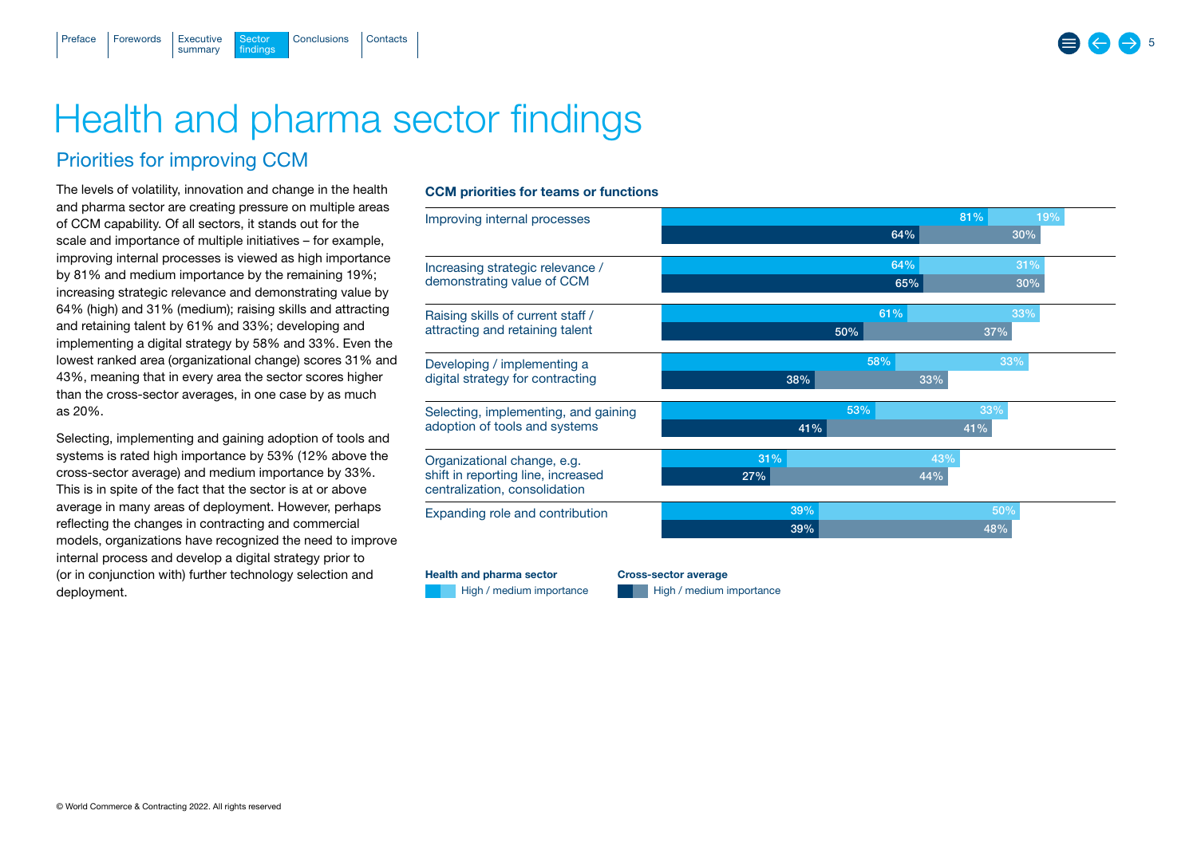# Health and pharma sector findings

## Priorities for improving CCM

The levels of volatility, innovation and change in the health and pharma sector are creating pressure on multiple areas of CCM capability. Of all sectors, it stands out for the scale and importance of multiple initiatives – for example, improving internal processes is viewed as high importance by 81% and medium importance by the remaining 19%; increasing strategic relevance and demonstrating value by 64% (high) and 31% (medium); raising skills and attracting and retaining talent by 61% and 33%; developing and implementing a digital strategy by 58% and 33%. Even the lowest ranked area (organizational change) scores 31% and 43%, meaning that in every area the sector scores higher than the cross-sector averages, in one case by as much as 20%.

Selecting, implementing and gaining adoption of tools and systems is rated high importance by 53% (12% above the cross-sector average) and medium importance by 33%. This is in spite of the fact that the sector is at or above average in many areas of deployment. However, perhaps reflecting the changes in contracting and commercial models, organizations have recognized the need to improve internal process and develop a digital strategy prior to (or in conjunction with) further technology selection and deployment.

**CCM priorities for teams or functions**

| Priority | Health and pharma sector – High importance | Health and pharma sector – Medium importance | Cross-sector average – High importance | Cross-sector average – Medium importance |
|---|---|---|---|---|
| Improving internal processes | 81% | 19% | 64% | 30% |
| Increasing strategic relevance / demonstrating value of CCM | 64% | 31% | 65% | 30% |
| Raising skills of current staff / attracting and retaining talent | 61% | 33% | 50% | 37% |
| Developing / implementing a digital strategy for contracting | 58% | 33% | 38% | 33% |
| Selecting, implementing, and gaining adoption of tools and systems | 53% | 33% | 41% | 41% |
| Organizational change, e.g. shift in reporting line, increased centralization, consolidation | 31% | 43% | 27% | 44% |
| Expanding role and contribution | 39% | 50% | 39% | 48% |

© World Commerce & Contracting 2022. All rights reserved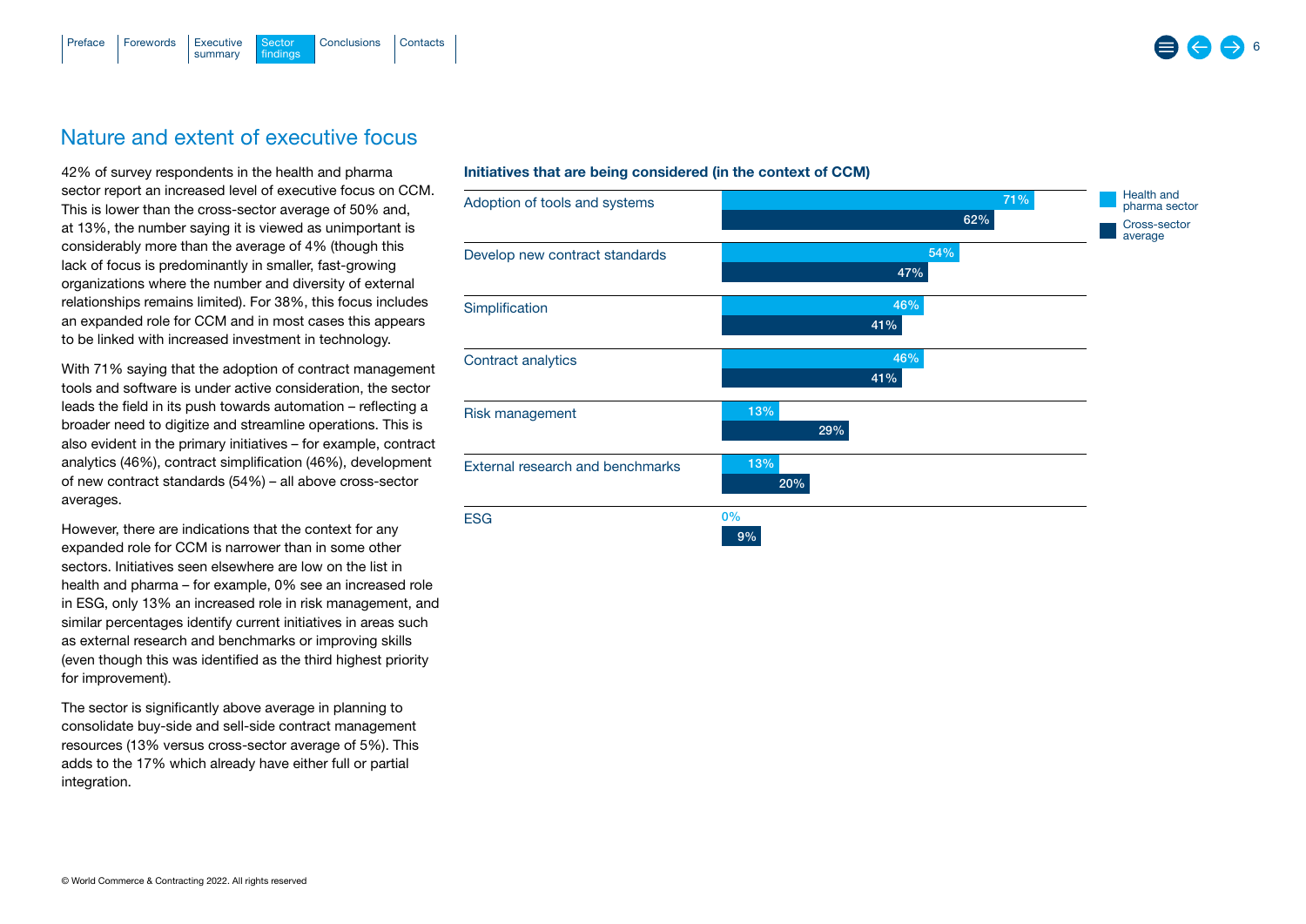## Nature and extent of executive focus

42% of survey respondents in the health and pharma sector report an increased level of executive focus on CCM. This is lower than the cross-sector average of 50% and, at 13%, the number saying it is viewed as unimportant is considerably more than the average of 4% (though this lack of focus is predominantly in smaller, fast-growing organizations where the number and diversity of external relationships remains limited). For 38%, this focus includes an expanded role for CCM and in most cases this appears to be linked with increased investment in technology.

With 71% saying that the adoption of contract management tools and software is under active consideration, the sector leads the field in its push towards automation – reflecting a broader need to digitize and streamline operations. This is also evident in the primary initiatives – for example, contract analytics (46%), contract simplification (46%), development of new contract standards (54%) – all above cross-sector averages.

However, there are indications that the context for any expanded role for CCM is narrower than in some other sectors. Initiatives seen elsewhere are low on the list in health and pharma – for example, 0% see an increased role in ESG, only 13% an increased role in risk management, and similar percentages identify current initiatives in areas such as external research and benchmarks or improving skills (even though this was identified as the third highest priority for improvement).

The sector is significantly above average in planning to consolidate buy-side and sell-side contract management resources (13% versus cross-sector average of 5%). This adds to the 17% which already have either full or partial integration.

**Initiatives that are being considered (in the context of CCM)**

| Initiative | Health and pharma sector | Cross-sector average |
|---|---|---|
| Adoption of tools and systems | 71% | 62% |
| Develop new contract standards | 54% | 47% |
| Simplification | 46% | 41% |
| Contract analytics | 46% | 41% |
| Risk management | 13% | 29% |
| External research and benchmarks | 13% | 20% |
| ESG | 0% | 9% |

© World Commerce & Contracting 2022. All rights reserved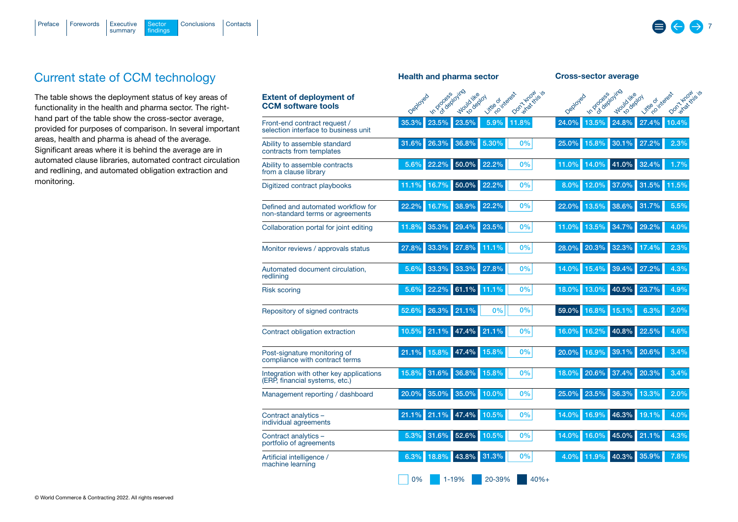## Current state of CCM technology

The table shows the deployment status of key areas of functionality in the health and pharma sector. The right-hand part of the table show the cross-sector average, provided for purposes of comparison. In several important areas, health and pharma is ahead of the average. Significant areas where it is behind the average are in automated clause libraries, automated contract circulation and redlining, and automated obligation extraction and monitoring.

| **Extent of deployment of CCM software tools** | **Health and pharma sector** | | | | | **Cross-sector average** | | | | |
|---|---|---|---|---|---|---|---|---|---|---|
| | Deployed | In process of deploying | Would like to deploy | Little or no interest | Don't know what this is | Deployed | In process of deploying | Would like to deploy | Little or no interest | Don't know what this is |
| Front-end contract request / selection interface to business unit | 35.3% | 23.5% | 23.5% | 5.9% | 11.8% | 24.0% | 13.5% | 24.8% | 27.4% | 10.4% |
| Ability to assemble standard contracts from templates | 31.6% | 26.3% | 36.8% | 5.30% | 0% | 25.0% | 15.8% | 30.1% | 27.2% | 2.3% |
| Ability to assemble contracts from a clause library | 5.6% | 22.2% | 50.0% | 22.2% | 0% | 11.0% | 14.0% | 41.0% | 32.4% | 1.7% |
| Digitized contract playbooks | 11.1% | 16.7% | 50.0% | 22.2% | 0% | 8.0% | 12.0% | 37.0% | 31.5% | 11.5% |
| Defined and automated workflow for non-standard terms or agreements | 22.2% | 16.7% | 38.9% | 22.2% | 0% | 22.0% | 13.5% | 38.6% | 31.7% | 5.5% |
| Collaboration portal for joint editing | 11.8% | 35.3% | 29.4% | 23.5% | 0% | 11.0% | 13.5% | 34.7% | 29.2% | 4.0% |
| Monitor reviews / approvals status | 27.8% | 33.3% | 27.8% | 11.1% | 0% | 28.0% | 20.3% | 32.3% | 17.4% | 2.3% |
| Automated document circulation, redlining | 5.6% | 33.3% | 33.3% | 27.8% | 0% | 14.0% | 15.4% | 39.4% | 27.2% | 4.3% |
| Risk scoring | 5.6% | 22.2% | 61.1% | 11.1% | 0% | 18.0% | 13.0% | 40.5% | 23.7% | 4.9% |
| Repository of signed contracts | 52.6% | 26.3% | 21.1% | 0% | 0% | 59.0% | 16.8% | 15.1% | 6.3% | 2.0% |
| Contract obligation extraction | 10.5% | 21.1% | 47.4% | 21.1% | 0% | 16.0% | 16.2% | 40.8% | 22.5% | 4.6% |
| Post-signature monitoring of compliance with contract terms | 21.1% | 15.8% | 47.4% | 15.8% | 0% | 20.0% | 16.9% | 39.1% | 20.6% | 3.4% |
| Integration with other key applications (ERP, financial systems, etc.) | 15.8% | 31.6% | 36.8% | 15.8% | 0% | 18.0% | 20.6% | 37.4% | 20.3% | 3.4% |
| Management reporting / dashboard | 20.0% | 35.0% | 35.0% | 10.0% | 0% | 25.0% | 23.5% | 36.3% | 13.3% | 2.0% |
| Contract analytics – individual agreements | 21.1% | 21.1% | 47.4% | 10.5% | 0% | 14.0% | 16.9% | 46.3% | 19.1% | 4.0% |
| Contract analytics – portfolio of agreements | 5.3% | 31.6% | 52.6% | 10.5% | 0% | 14.0% | 16.0% | 45.0% | 21.1% | 4.3% |
| Artificial intelligence / machine learning | 6.3% | 18.8% | 43.8% | 31.3% | 0% | 4.0% | 11.9% | 40.3% | 35.9% | 7.8% |

Legend: 0% | 1-19% | 20-39% | 40%+

© World Commerce & Contracting 2022. All rights reserved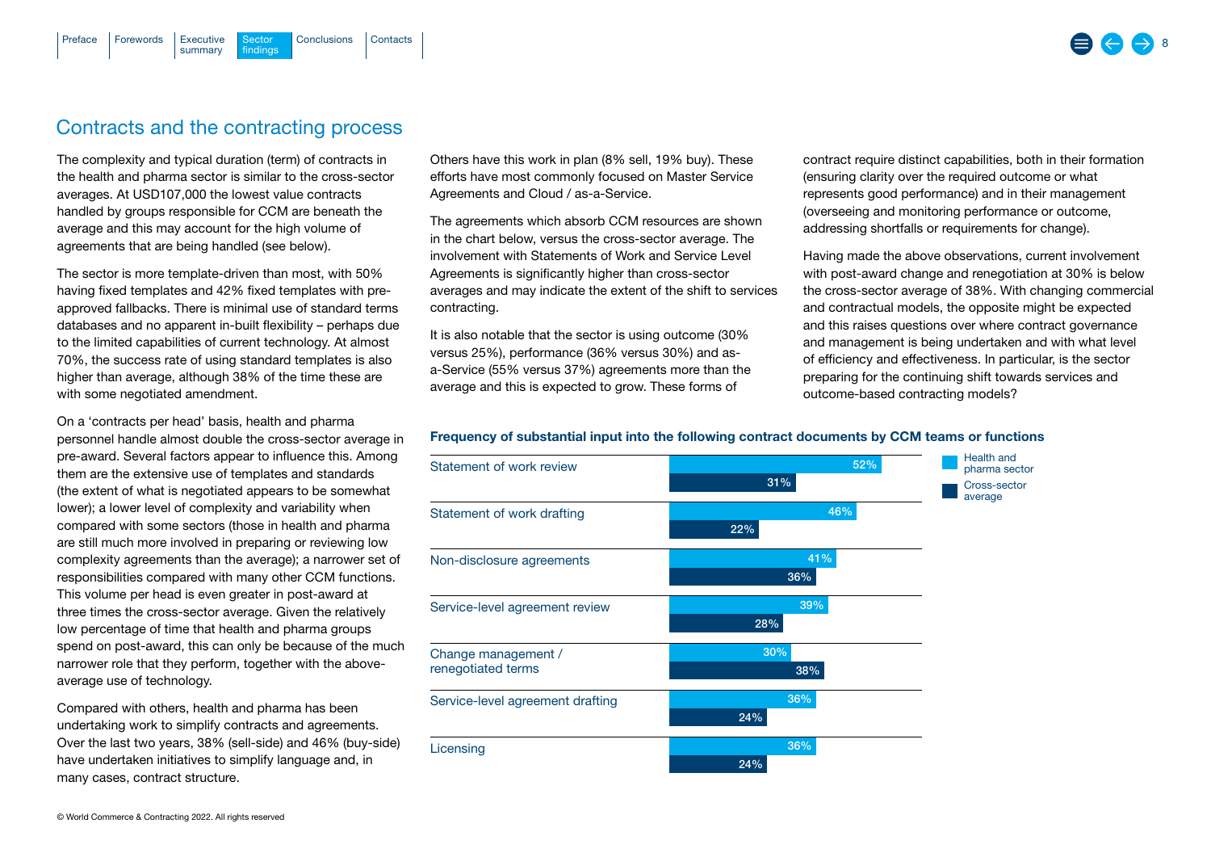## Contracts and the contracting process

The complexity and typical duration (term) of contracts in the health and pharma sector is similar to the cross-sector averages. At USD107,000 the lowest value contracts handled by groups responsible for CCM are beneath the average and this may account for the high volume of agreements that are being handled (see below).

The sector is more template-driven than most, with 50% having fixed templates and 42% fixed templates with pre-approved fallbacks. There is minimal use of standard terms databases and no apparent in-built flexibility – perhaps due to the limited capabilities of current technology. At almost 70%, the success rate of using standard templates is also higher than average, although 38% of the time these are with some negotiated amendment.

On a 'contracts per head' basis, health and pharma personnel handle almost double the cross-sector average in pre-award. Several factors appear to influence this. Among them are the extensive use of templates and standards (the extent of what is negotiated appears to be somewhat lower); a lower level of complexity and variability when compared with some sectors (those in health and pharma are still much more involved in preparing or reviewing low complexity agreements than the average); a narrower set of responsibilities compared with many other CCM functions. This volume per head is even greater in post-award at three times the cross-sector average. Given the relatively low percentage of time that health and pharma groups spend on post-award, this can only be because of the much narrower role that they perform, together with the above-average use of technology.

Compared with others, health and pharma has been undertaking work to simplify contracts and agreements. Over the last two years, 38% (sell-side) and 46% (buy-side) have undertaken initiatives to simplify language and, in many cases, contract structure.

Others have this work in plan (8% sell, 19% buy). These efforts have most commonly focused on Master Service Agreements and Cloud / as-a-Service.

The agreements which absorb CCM resources are shown in the chart below, versus the cross-sector average. The involvement with Statements of Work and Service Level Agreements is significantly higher than cross-sector averages and may indicate the extent of the shift to services contracting.

It is also notable that the sector is using outcome (30% versus 25%), performance (36% versus 30%) and as-a-Service (55% versus 37%) agreements more than the average and this is expected to grow. These forms of contract require distinct capabilities, both in their formation (ensuring clarity over the required outcome or what represents good performance) and in their management (overseeing and monitoring performance or outcome, addressing shortfalls or requirements for change).

Having made the above observations, current involvement with post-award change and renegotiation at 30% is below the cross-sector average of 38%. With changing commercial and contractual models, the opposite might be expected and this raises questions over where contract governance and management is being undertaken and with what level of efficiency and effectiveness. In particular, is the sector preparing for the continuing shift towards services and outcome-based contracting models?

**Frequency of substantial input into the following contract documents by CCM teams or functions**

| Contract document | Health and pharma sector | Cross-sector average |
|---|---|---|
| Statement of work review | 52% | 31% |
| Statement of work drafting | 46% | 22% |
| Non-disclosure agreements | 41% | 36% |
| Service-level agreement review | 39% | 28% |
| Change management / renegotiated terms | 30% | 38% |
| Service-level agreement drafting | 36% | 24% |
| Licensing | 36% | 24% |

© World Commerce & Contracting 2022. All rights reserved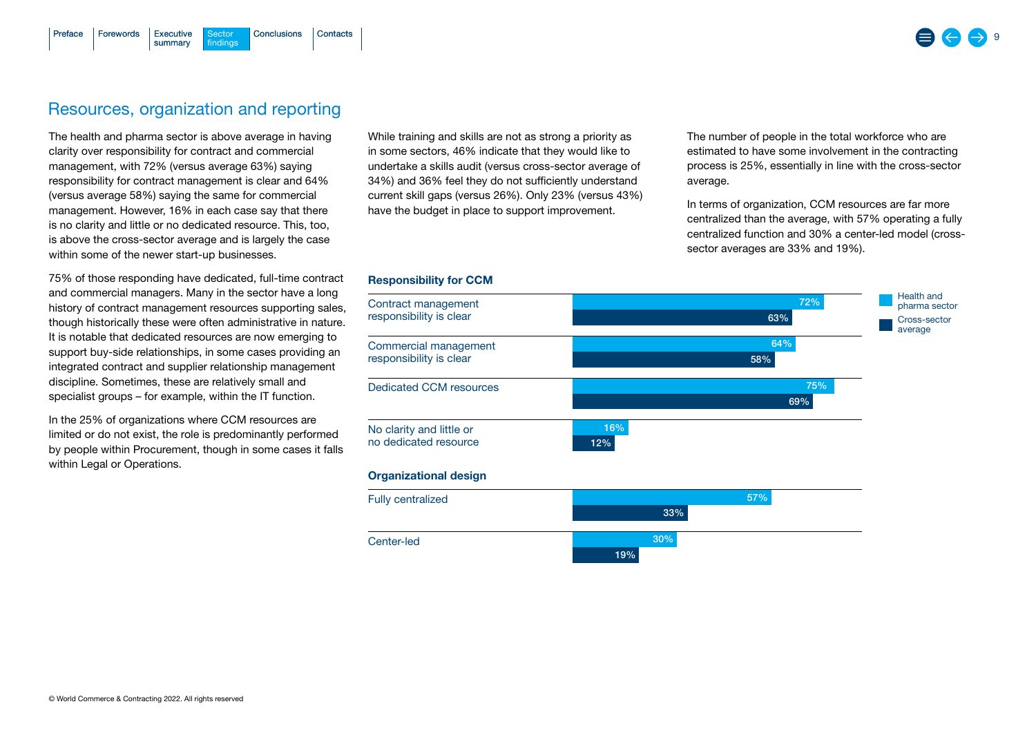## Resources, organization and reporting

The health and pharma sector is above average in having clarity over responsibility for contract and commercial management, with 72% (versus average 63%) saying responsibility for contract management is clear and 64% (versus average 58%) saying the same for commercial management. However, 16% in each case say that there is no clarity and little or no dedicated resource. This, too, is above the cross-sector average and is largely the case within some of the newer start-up businesses.

75% of those responding have dedicated, full-time contract and commercial managers. Many in the sector have a long history of contract management resources supporting sales, though historically these were often administrative in nature. It is notable that dedicated resources are now emerging to support buy-side relationships, in some cases providing an integrated contract and supplier relationship management discipline. Sometimes, these are relatively small and specialist groups – for example, within the IT function.

In the 25% of organizations where CCM resources are limited or do not exist, the role is predominantly performed by people within Procurement, though in some cases it falls within Legal or Operations.

While training and skills are not as strong a priority as in some sectors, 46% indicate that they would like to undertake a skills audit (versus cross-sector average of 34%) and 36% feel they do not sufficiently understand current skill gaps (versus 26%). Only 23% (versus 43%) have the budget in place to support improvement.

The number of people in the total workforce who are estimated to have some involvement in the contracting process is 25%, essentially in line with the cross-sector average.

In terms of organization, CCM resources are far more centralized than the average, with 57% operating a fully centralized function and 30% a center-led model (cross-sector averages are 33% and 19%).

**Responsibility for CCM**

| | Health and pharma sector | Cross-sector average |
|---|---|---|
| Contract management responsibility is clear | 72% | 63% |
| Commercial management responsibility is clear | 64% | 58% |
| Dedicated CCM resources | 75% | 69% |
| No clarity and little or no dedicated resource | 16% | 12% |

**Organizational design**

| | Health and pharma sector | Cross-sector average |
|---|---|---|
| Fully centralized | 57% | 33% |
| Center-led | 30% | 19% |

© World Commerce & Contracting 2022. All rights reserved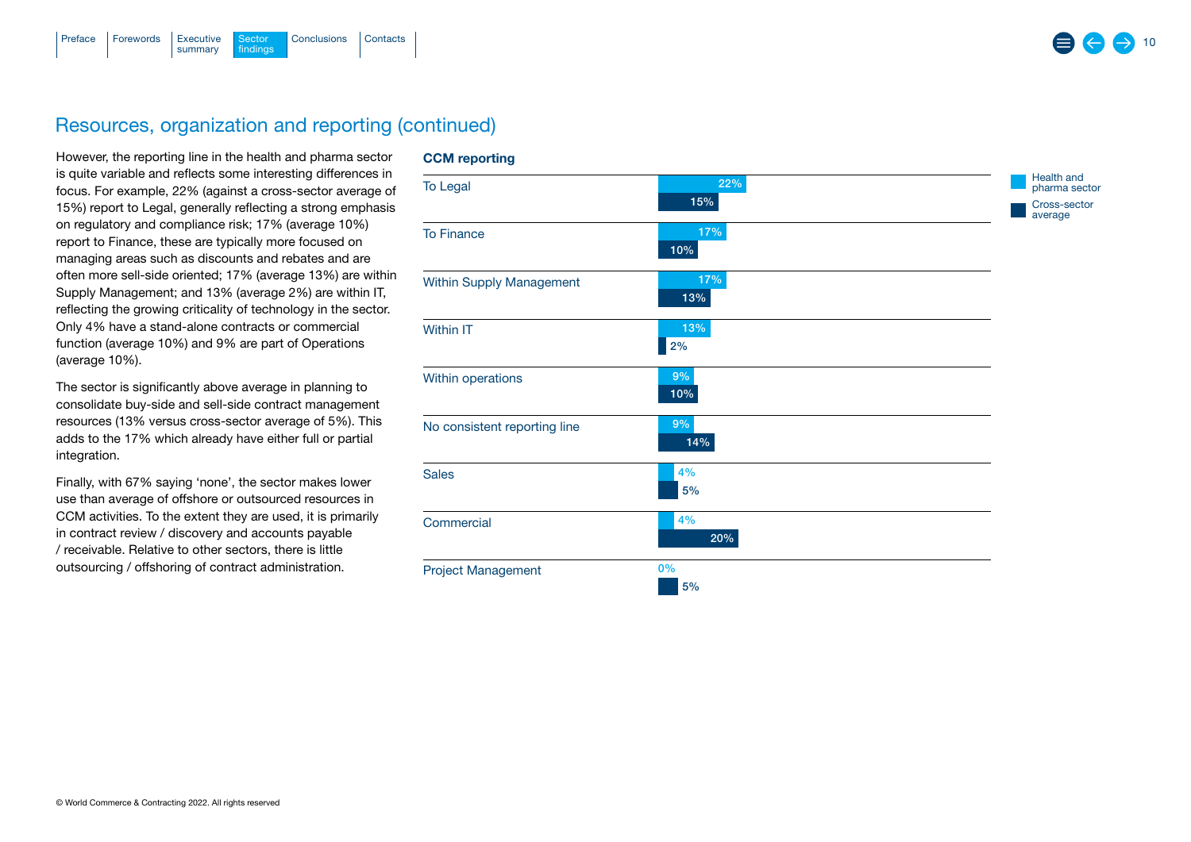## Resources, organization and reporting (continued)

However, the reporting line in the health and pharma sector is quite variable and reflects some interesting differences in focus. For example, 22% (against a cross-sector average of 15%) report to Legal, generally reflecting a strong emphasis on regulatory and compliance risk; 17% (average 10%) report to Finance, these are typically more focused on managing areas such as discounts and rebates and are often more sell-side oriented; 17% (average 13%) are within Supply Management; and 13% (average 2%) are within IT, reflecting the growing criticality of technology in the sector. Only 4% have a stand-alone contracts or commercial function (average 10%) and 9% are part of Operations (average 10%).

The sector is significantly above average in planning to consolidate buy-side and sell-side contract management resources (13% versus cross-sector average of 5%). This adds to the 17% which already have either full or partial integration.

Finally, with 67% saying 'none', the sector makes lower use than average of offshore or outsourced resources in CCM activities. To the extent they are used, it is primarily in contract review / discovery and accounts payable / receivable. Relative to other sectors, there is little outsourcing / offshoring of contract administration.

**CCM reporting**

| | Health and pharma sector | Cross-sector average |
|---|---|---|
| To Legal | 22% | 15% |
| To Finance | 17% | 10% |
| Within Supply Management | 17% | 13% |
| Within IT | 13% | 2% |
| Within operations | 9% | 10% |
| No consistent reporting line | 9% | 14% |
| Sales | 4% | 5% |
| Commercial | 4% | 20% |
| Project Management | 0% | 5% |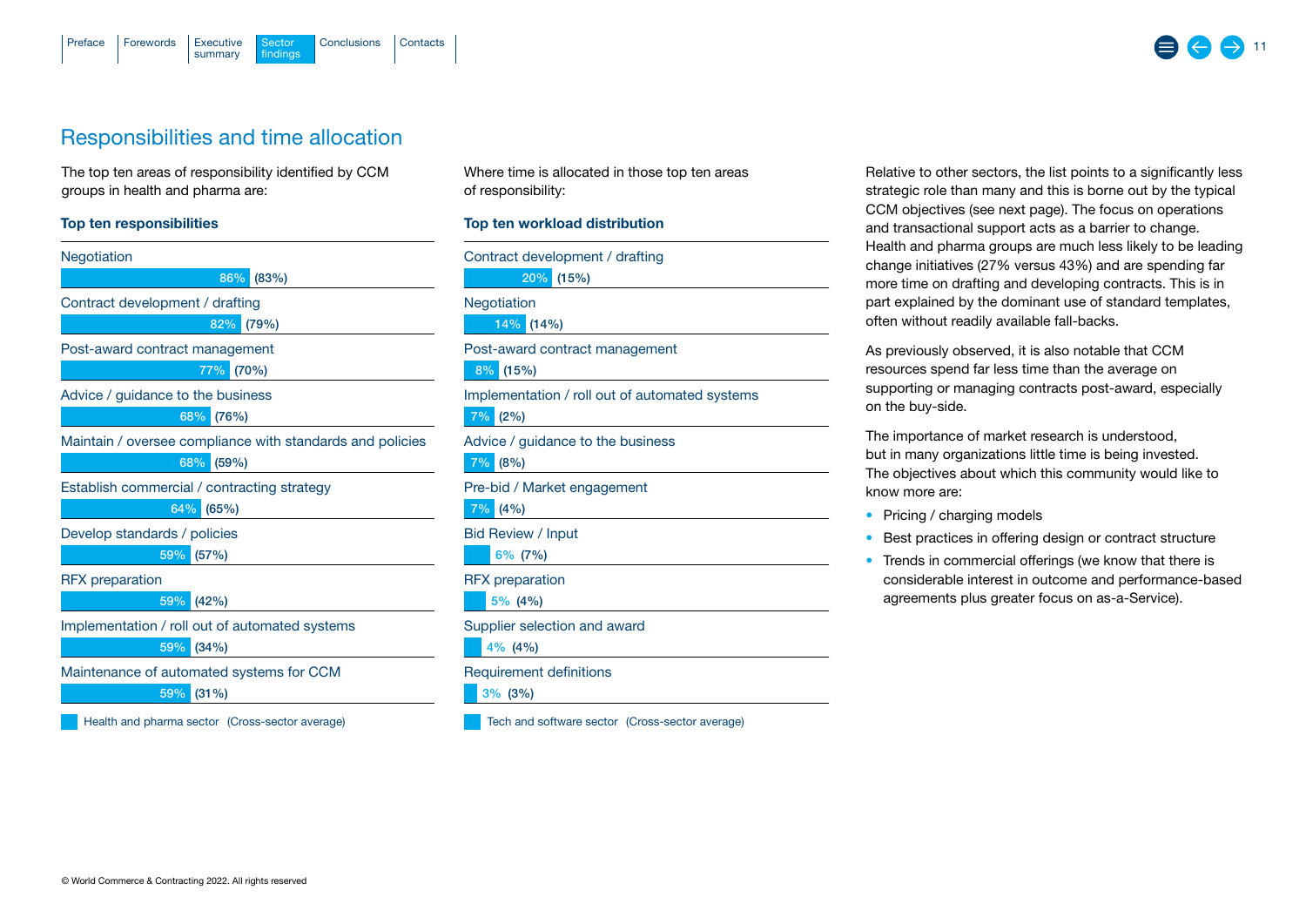## Responsibilities and time allocation

The top ten areas of responsibility identified by CCM groups in health and pharma are:

### Top ten responsibilities

| Responsibility | Health and pharma sector | (Cross-sector average) |
|---|---|---|
| Negotiation | 86% | (83%) |
| Contract development / drafting | 82% | (79%) |
| Post-award contract management | 77% | (70%) |
| Advice / guidance to the business | 68% | (76%) |
| Maintain / oversee compliance with standards and policies | 68% | (59%) |
| Establish commercial / contracting strategy | 64% | (65%) |
| Develop standards / policies | 59% | (57%) |
| RFX preparation | 59% | (42%) |
| Implementation / roll out of automated systems | 59% | (34%) |
| Maintenance of automated systems for CCM | 59% | (31%) |

Health and pharma sector (Cross-sector average)

Where time is allocated in those top ten areas of responsibility:

### Top ten workload distribution

| Area | Tech and software sector | (Cross-sector average) |
|---|---|---|
| Contract development / drafting | 20% | (15%) |
| Negotiation | 14% | (14%) |
| Post-award contract management | 8% | (15%) |
| Implementation / roll out of automated systems | 7% | (2%) |
| Advice / guidance to the business | 7% | (8%) |
| Pre-bid / Market engagement | 7% | (4%) |
| Bid Review / Input | 6% | (7%) |
| RFX preparation | 5% | (4%) |
| Supplier selection and award | 4% | (4%) |
| Requirement definitions | 3% | (3%) |

Tech and software sector (Cross-sector average)

Relative to other sectors, the list points to a significantly less strategic role than many and this is borne out by the typical CCM objectives (see next page). The focus on operations and transactional support acts as a barrier to change. Health and pharma groups are much less likely to be leading change initiatives (27% versus 43%) and are spending far more time on drafting and developing contracts. This is in part explained by the dominant use of standard templates, often without readily available fall-backs.

As previously observed, it is also notable that CCM resources spend far less time than the average on supporting or managing contracts post-award, especially on the buy-side.

The importance of market research is understood, but in many organizations little time is being invested. The objectives about which this community would like to know more are:

- Pricing / charging models
- Best practices in offering design or contract structure
- Trends in commercial offerings (we know that there is considerable interest in outcome and performance-based agreements plus greater focus on as-a-Service).

© World Commerce & Contracting 2022. All rights reserved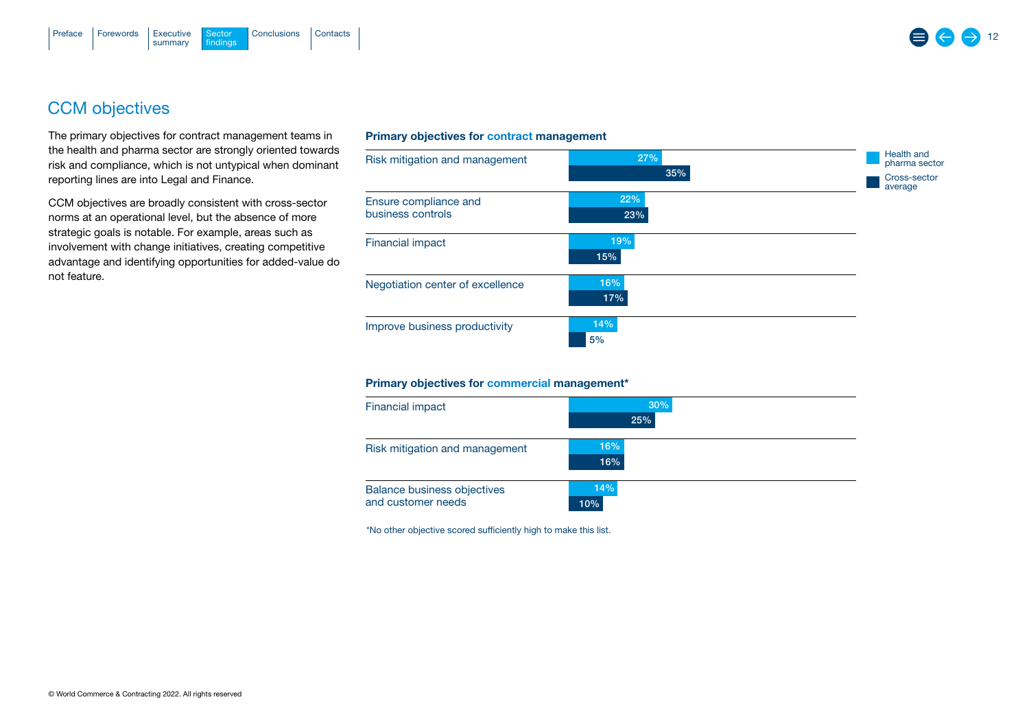## CCM objectives

The primary objectives for contract management teams in the health and pharma sector are strongly oriented towards risk and compliance, which is not untypical when dominant reporting lines are into Legal and Finance.

CCM objectives are broadly consistent with cross-sector norms at an operational level, but the absence of more strategic goals is notable. For example, areas such as involvement with change initiatives, creating competitive advantage and identifying opportunities for added-value do not feature.

**Primary objectives for contract management**

| Objective | Health and pharma sector | Cross-sector average |
|---|---|---|
| Risk mitigation and management | 27% | 35% |
| Ensure compliance and business controls | 22% | 23% |
| Financial impact | 19% | 15% |
| Negotiation center of excellence | 16% | 17% |
| Improve business productivity | 14% | 5% |

**Primary objectives for commercial management***

| Objective | Health and pharma sector | Cross-sector average |
|---|---|---|
| Financial impact | 30% | 25% |
| Risk mitigation and management | 16% | 16% |
| Balance business objectives and customer needs | 14% | 10% |

*No other objective scored sufficiently high to make this list.

© World Commerce & Contracting 2022. All rights reserved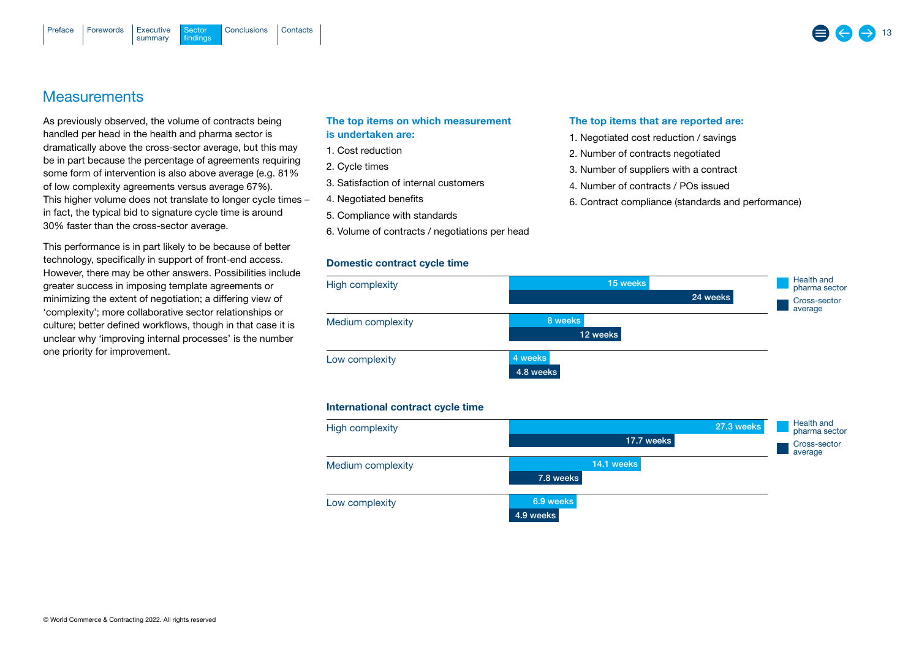## Measurements

As previously observed, the volume of contracts being handled per head in the health and pharma sector is dramatically above the cross-sector average, but this may be in part because the percentage of agreements requiring some form of intervention is also above average (e.g. 81% of low complexity agreements versus average 67%). This higher volume does not translate to longer cycle times – in fact, the typical bid to signature cycle time is around 30% faster than the cross-sector average.

This performance is in part likely to be because of better technology, specifically in support of front-end access. However, there may be other answers. Possibilities include greater success in imposing template agreements or minimizing the extent of negotiation; a differing view of 'complexity'; more collaborative sector relationships or culture; better defined workflows, though in that case it is unclear why 'improving internal processes' is the number one priority for improvement.

**The top items on which measurement is undertaken are:**

1. Cost reduction
2. Cycle times
3. Satisfaction of internal customers
4. Negotiated benefits
5. Compliance with standards
6. Volume of contracts / negotiations per head

**The top items that are reported are:**

1. Negotiated cost reduction / savings
2. Number of contracts negotiated
3. Number of suppliers with a contract
4. Number of contracts / POs issued
6. Contract compliance (standards and performance)

**Domestic contract cycle time**

| | Health and pharma sector | Cross-sector average |
|---|---|---|
| High complexity | 15 weeks | 24 weeks |
| Medium complexity | 8 weeks | 12 weeks |
| Low complexity | 4 weeks | 4.8 weeks |

**International contract cycle time**

| | Health and pharma sector | Cross-sector average |
|---|---|---|
| High complexity | 27.3 weeks | 17.7 weeks |
| Medium complexity | 14.1 weeks | 7.8 weeks |
| Low complexity | 6.9 weeks | 4.9 weeks |

© World Commerce & Contracting 2022. All rights reserved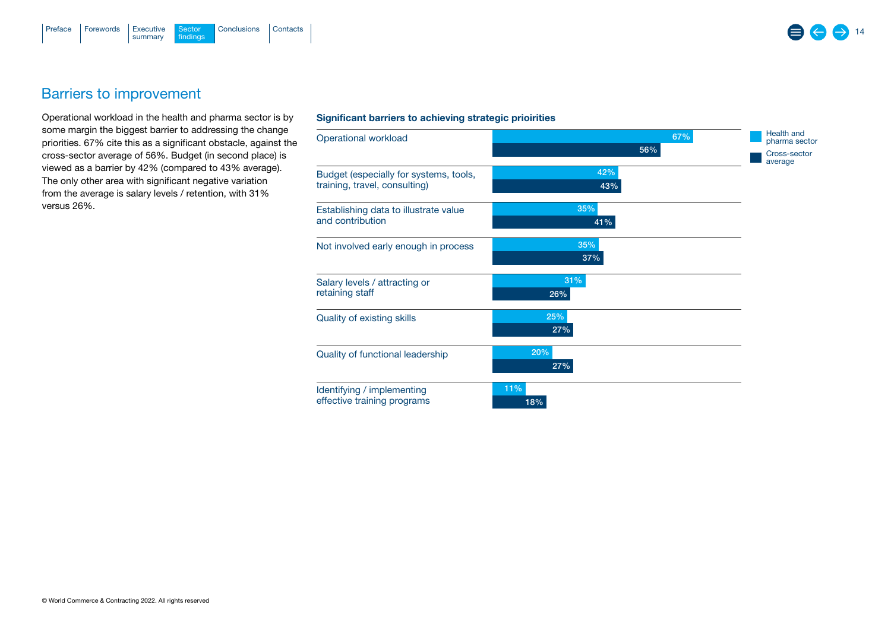## Barriers to improvement

Operational workload in the health and pharma sector is by some margin the biggest barrier to addressing the change priorities. 67% cite this as a significant obstacle, against the cross-sector average of 56%. Budget (in second place) is viewed as a barrier by 42% (compared to 43% average). The only other area with significant negative variation from the average is salary levels / retention, with 31% versus 26%.

**Significant barriers to achieving strategic prioirities**

| Barrier | Health and pharma sector | Cross-sector average |
| --- | --- | --- |
| Operational workload | 67% | 56% |
| Budget (especially for systems, tools, training, travel, consulting) | 42% | 43% |
| Establishing data to illustrate value and contribution | 35% | 41% |
| Not involved early enough in process | 35% | 37% |
| Salary levels / attracting or retaining staff | 31% | 26% |
| Quality of existing skills | 25% | 27% |
| Quality of functional leadership | 20% | 27% |
| Identifying / implementing effective training programs | 11% | 18% |

© World Commerce & Contracting 2022. All rights reserved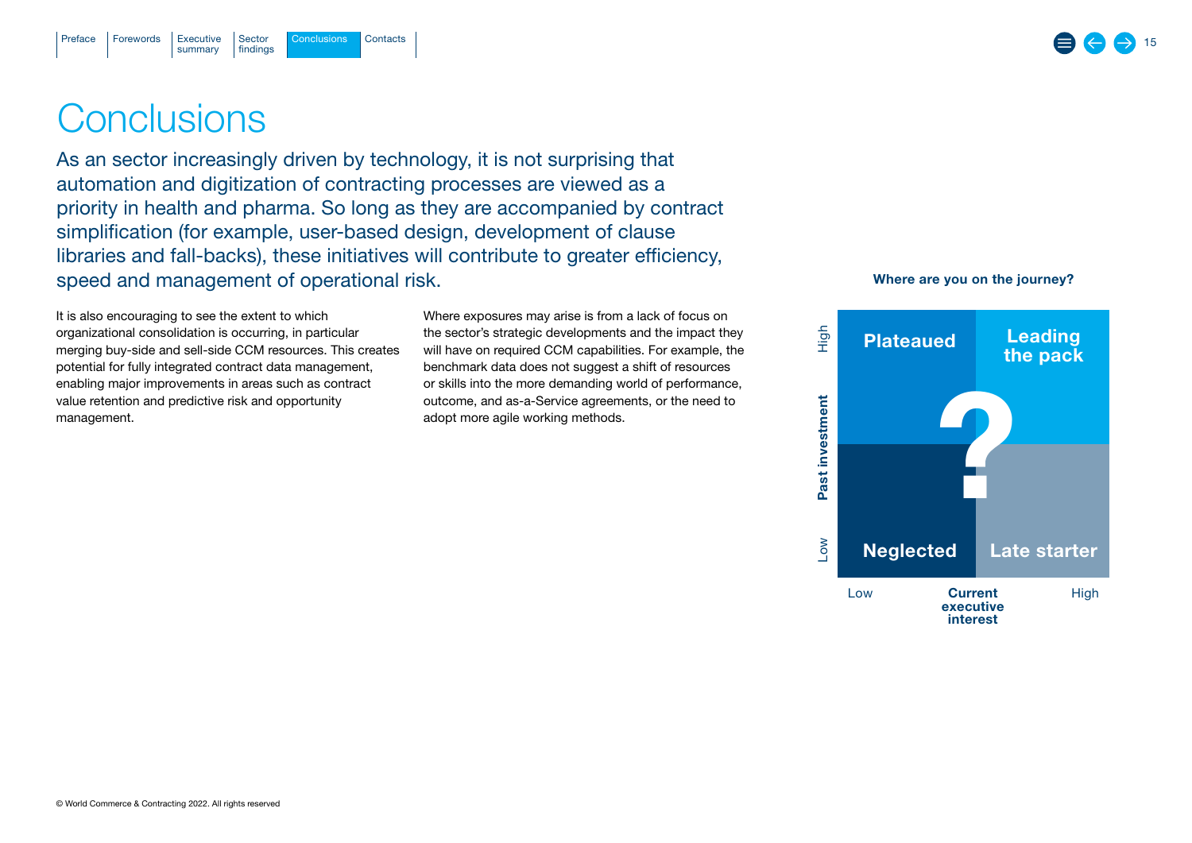# Conclusions

As an sector increasingly driven by technology, it is not surprising that automation and digitization of contracting processes are viewed as a priority in health and pharma. So long as they are accompanied by contract simplification (for example, user-based design, development of clause libraries and fall-backs), these initiatives will contribute to greater efficiency, speed and management of operational risk.

It is also encouraging to see the extent to which organizational consolidation is occurring, in particular merging buy-side and sell-side CCM resources. This creates potential for fully integrated contract data management, enabling major improvements in areas such as contract value retention and predictive risk and opportunity management.

Where exposures may arise is from a lack of focus on the sector's strategic developments and the impact they will have on required CCM capabilities. For example, the benchmark data does not suggest a shift of resources or skills into the more demanding world of performance, outcome, and as-a-Service agreements, or the need to adopt more agile working methods.

**Where are you on the journey?**

| Past investment | Low current executive interest | High current executive interest |
|---|---|---|
| High | Plateaued | Leading the pack |
| Low | Neglected | Late starter |

© World Commerce & Contracting 2022. All rights reserved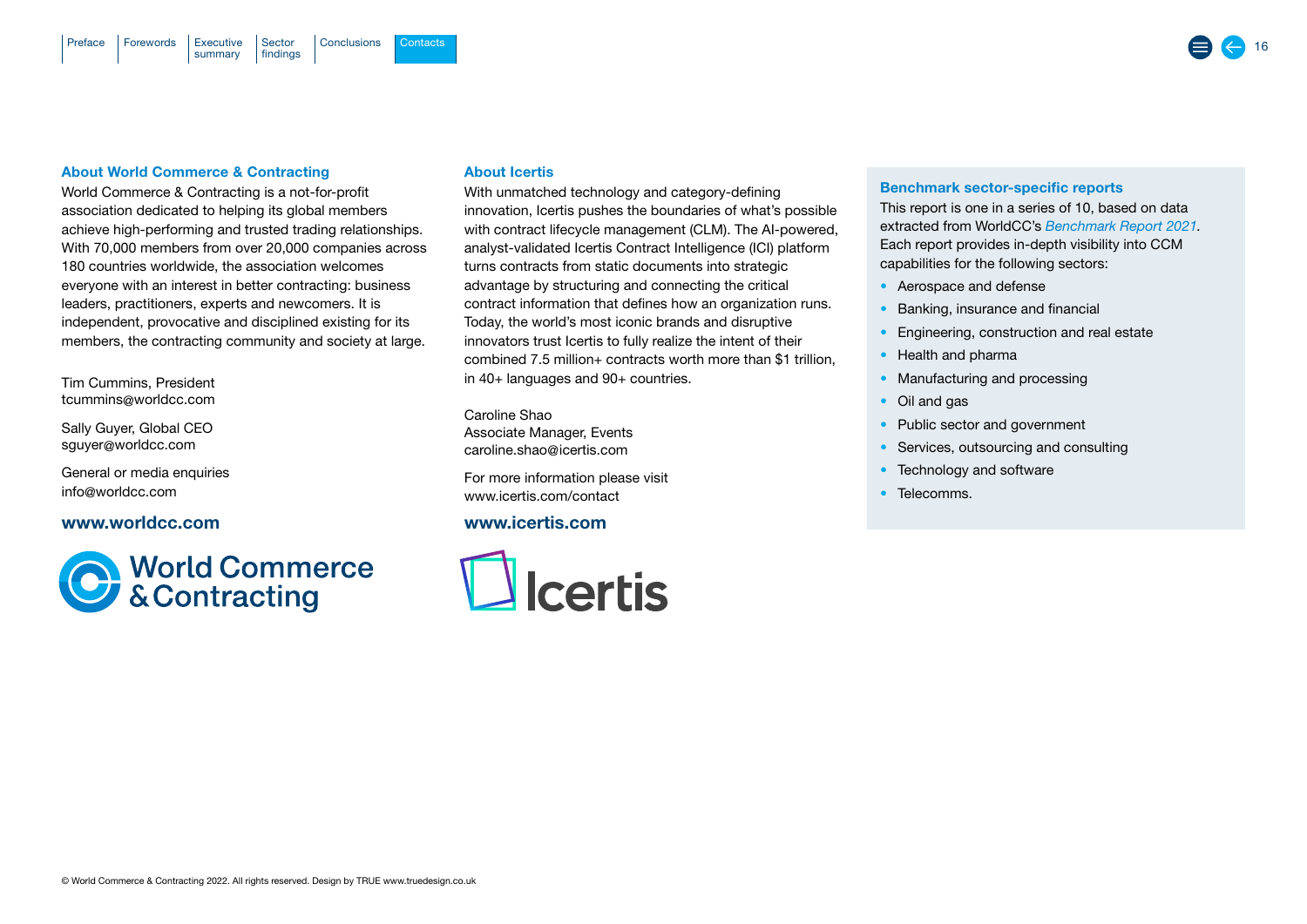## About World Commerce & Contracting

World Commerce & Contracting is a not-for-profit association dedicated to helping its global members achieve high-performing and trusted trading relationships. With 70,000 members from over 20,000 companies across 180 countries worldwide, the association welcomes everyone with an interest in better contracting: business leaders, practitioners, experts and newcomers. It is independent, provocative and disciplined existing for its members, the contracting community and society at large.

Tim Cummins, President
tcummins@worldcc.com

Sally Guyer, Global CEO
sguyer@worldcc.com

General or media enquiries
info@worldcc.com

**www.worldcc.com**

## About Icertis

With unmatched technology and category-defining innovation, Icertis pushes the boundaries of what's possible with contract lifecycle management (CLM). The AI-powered, analyst-validated Icertis Contract Intelligence (ICI) platform turns contracts from static documents into strategic advantage by structuring and connecting the critical contract information that defines how an organization runs. Today, the world's most iconic brands and disruptive innovators trust Icertis to fully realize the intent of their combined 7.5 million+ contracts worth more than $1 trillion, in 40+ languages and 90+ countries.

Caroline Shao
Associate Manager, Events
caroline.shao@icertis.com

For more information please visit
www.icertis.com/contact

**www.icertis.com**

## Benchmark sector-specific reports

This report is one in a series of 10, based on data extracted from WorldCC's *Benchmark Report 2021*. Each report provides in-depth visibility into CCM capabilities for the following sectors:

- Aerospace and defense
- Banking, insurance and financial
- Engineering, construction and real estate
- Health and pharma
- Manufacturing and processing
- Oil and gas
- Public sector and government
- Services, outsourcing and consulting
- Technology and software
- Telecomms.

© World Commerce & Contracting 2022. All rights reserved. Design by TRUE www.truedesign.co.uk